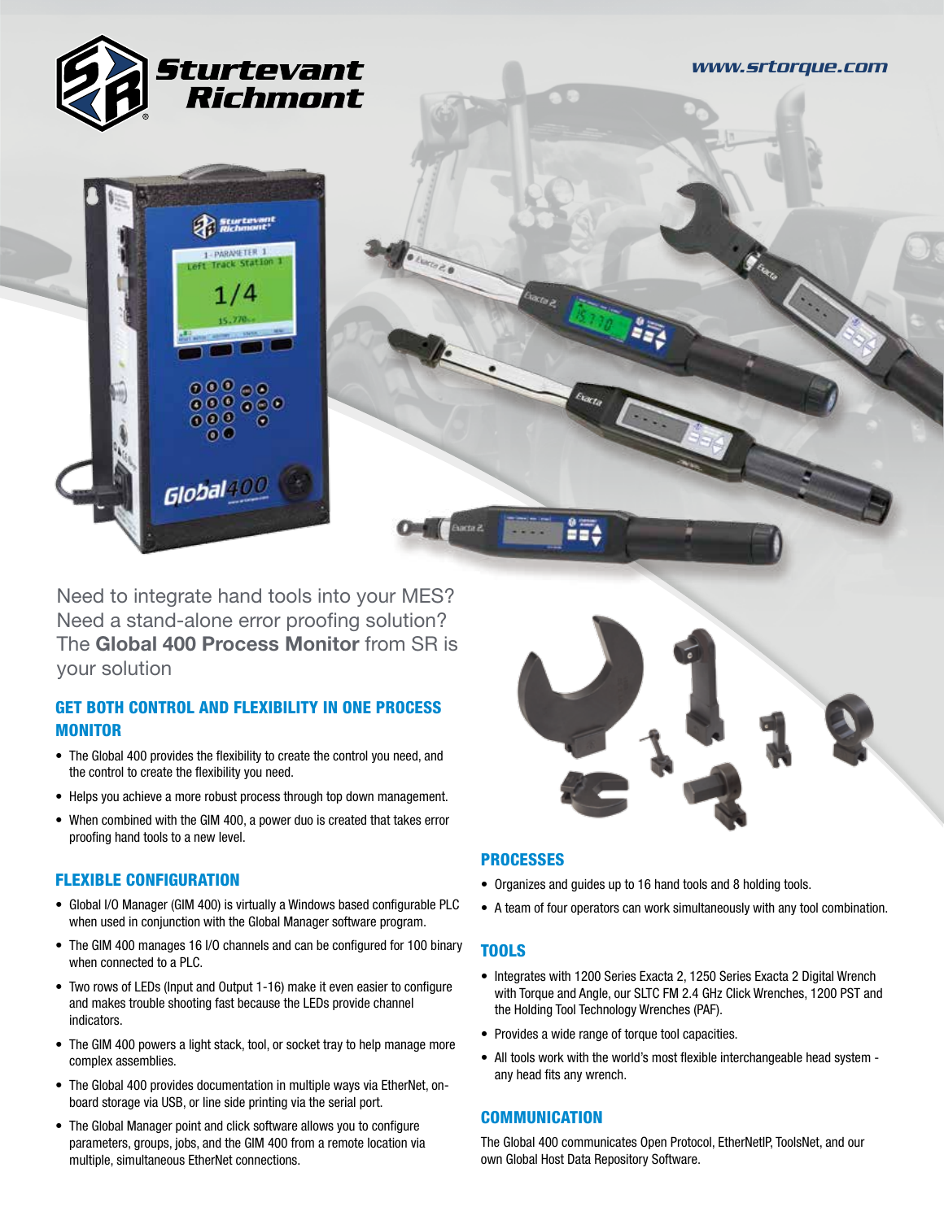Sturtevant Richmont

www.srtorque.com

Need to integrate hand tools into your MES?
Need a stand-alone error proofing solution?
The **Global 400 Process Monitor** from SR is your solution

## GET BOTH CONTROL AND FLEXIBILITY IN ONE PROCESS MONITOR

- The Global 400 provides the flexibility to create the control you need, and the control to create the flexibility you need.
- Helps you achieve a more robust process through top down management.
- When combined with the GIM 400, a power duo is created that takes error proofing hand tools to a new level.

## FLEXIBLE CONFIGURATION

- Global I/O Manager (GIM 400) is virtually a Windows based configurable PLC when used in conjunction with the Global Manager software program.
- The GIM 400 manages 16 I/O channels and can be configured for 100 binary when connected to a PLC.
- Two rows of LEDs (Input and Output 1-16) make it even easier to configure and makes trouble shooting fast because the LEDs provide channel indicators.
- The GIM 400 powers a light stack, tool, or socket tray to help manage more complex assemblies.
- The Global 400 provides documentation in multiple ways via EtherNet, on-board storage via USB, or line side printing via the serial port.
- The Global Manager point and click software allows you to configure parameters, groups, jobs, and the GIM 400 from a remote location via multiple, simultaneous EtherNet connections.

## PROCESSES

- Organizes and guides up to 16 hand tools and 8 holding tools.
- A team of four operators can work simultaneously with any tool combination.

## TOOLS

- Integrates with 1200 Series Exacta 2, 1250 Series Exacta 2 Digital Wrench with Torque and Angle, our SLTC FM 2.4 GHz Click Wrenches, 1200 PST and the Holding Tool Technology Wrenches (PAF).
- Provides a wide range of torque tool capacities.
- All tools work with the world's most flexible interchangeable head system - any head fits any wrench.

## COMMUNICATION

The Global 400 communicates Open Protocol, EtherNetIP, ToolsNet, and our own Global Host Data Repository Software.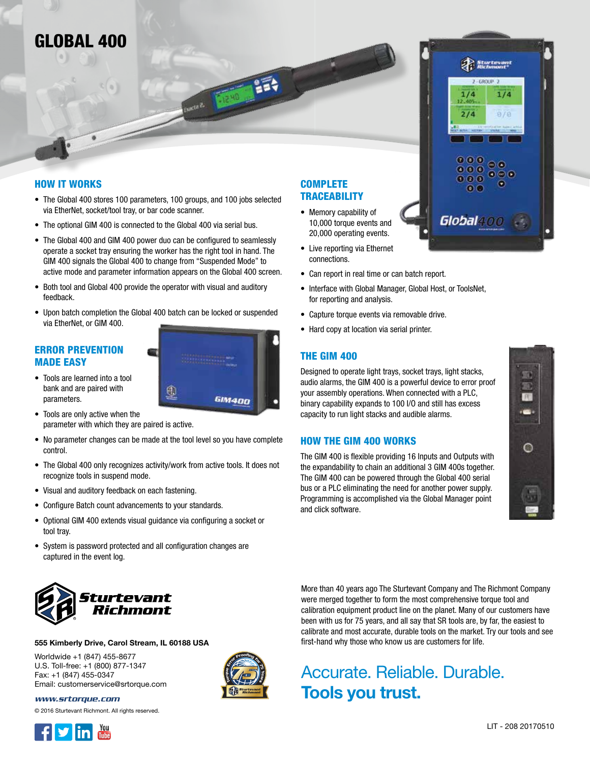# GLOBAL 400

## HOW IT WORKS

- The Global 400 stores 100 parameters, 100 groups, and 100 jobs selected via EtherNet, socket/tool tray, or bar code scanner.
- The optional GIM 400 is connected to the Global 400 via serial bus.
- The Global 400 and GIM 400 power duo can be configured to seamlessly operate a socket tray ensuring the worker has the right tool in hand. The GIM 400 signals the Global 400 to change from "Suspended Mode" to active mode and parameter information appears on the Global 400 screen.
- Both tool and Global 400 provide the operator with visual and auditory feedback.
- Upon batch completion the Global 400 batch can be locked or suspended via EtherNet, or GIM 400.

## ERROR PREVENTION MADE EASY

- Tools are learned into a tool bank and are paired with parameters.
- Tools are only active when the parameter with which they are paired is active.
- No parameter changes can be made at the tool level so you have complete control.
- The Global 400 only recognizes activity/work from active tools. It does not recognize tools in suspend mode.
- Visual and auditory feedback on each fastening.
- Configure Batch count advancements to your standards.
- Optional GIM 400 extends visual guidance via configuring a socket or tool tray.
- System is password protected and all configuration changes are captured in the event log.

## COMPLETE TRACEABILITY

- Memory capability of 10,000 torque events and 20,000 operating events.
- Live reporting via Ethernet connections.
- Can report in real time or can batch report.
- Interface with Global Manager, Global Host, or ToolsNet, for reporting and analysis.
- Capture torque events via removable drive.
- Hard copy at location via serial printer.

## THE GIM 400

Designed to operate light trays, socket trays, light stacks, audio alarms, the GIM 400 is a powerful device to error proof your assembly operations. When connected with a PLC, binary capability expands to 100 I/O and still has excess capacity to run light stacks and audible alarms.

## HOW THE GIM 400 WORKS

The GIM 400 is flexible providing 16 Inputs and Outputs with the expandability to chain an additional 3 GIM 400s together. The GIM 400 can be powered through the Global 400 serial bus or a PLC eliminating the need for another power supply. Programming is accomplished via the Global Manager point and click software.

**Sturtevant Richmont**

**555 Kimberly Drive, Carol Stream, IL 60188 USA**

Worldwide +1 (847) 455-8677
U.S. Toll-free: +1 (800) 877-1347
Fax: +1 (847) 455-0347
Email: customerservice@srtorque.com

*www.srtorque.com*

© 2016 Sturtevant Richmont. All rights reserved.

More than 40 years ago The Sturtevant Company and The Richmont Company were merged together to form the most comprehensive torque tool and calibration equipment product line on the planet. Many of our customers have been with us for 75 years, and all say that SR tools are, by far, the easiest to calibrate and most accurate, durable tools on the market. Try our tools and see first-hand why those who know us are customers for life.

Accurate. Reliable. Durable.
**Tools you trust.**

LIT - 208 20170510